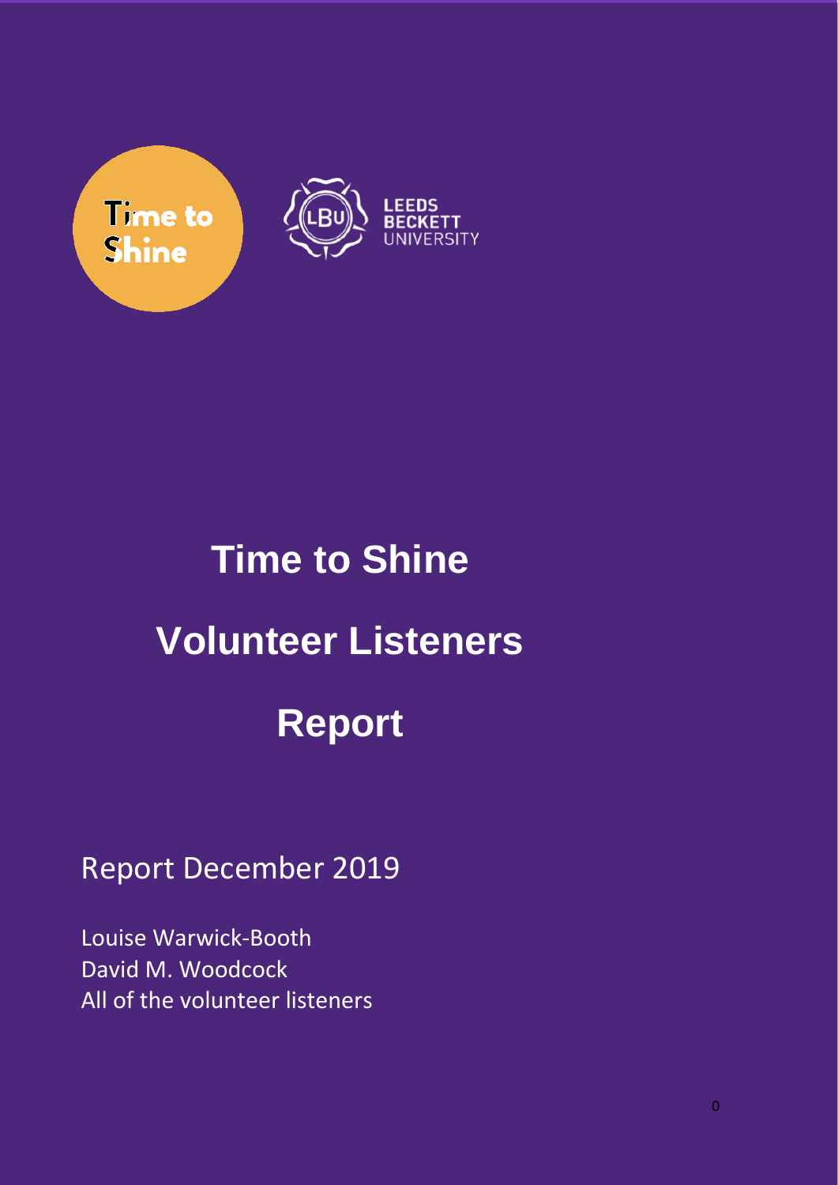Time to Shine

LEEDS BECKETT UNIVERSITY

# Time to Shine

# Volunteer Listeners

# Report

Report December 2019

Louise Warwick-Booth
David M. Woodcock
All of the volunteer listeners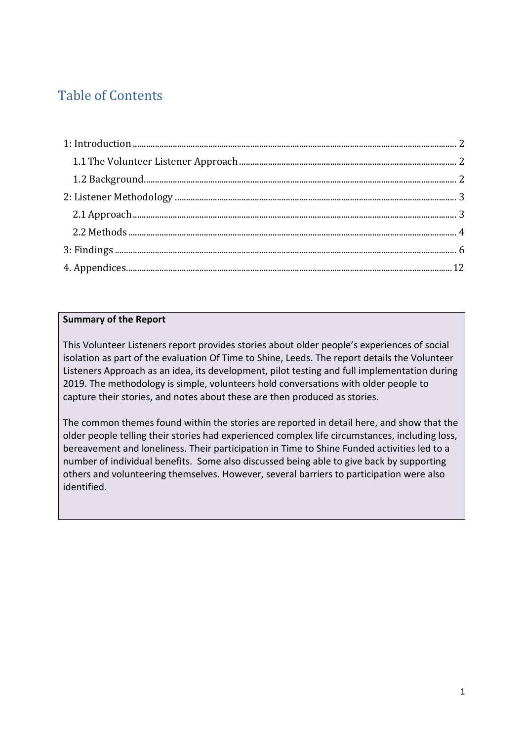# Table of Contents

1: Introduction ..... 2
  1.1 The Volunteer Listener Approach ..... 2
  1.2 Background ..... 2
2: Listener Methodology ..... 3
  2.1 Approach ..... 3
  2.2 Methods ..... 4
3: Findings ..... 6
4. Appendices ..... 12

**Summary of the Report**

This Volunteer Listeners report provides stories about older people's experiences of social isolation as part of the evaluation Of Time to Shine, Leeds. The report details the Volunteer Listeners Approach as an idea, its development, pilot testing and full implementation during 2019. The methodology is simple, volunteers hold conversations with older people to capture their stories, and notes about these are then produced as stories.

The common themes found within the stories are reported in detail here, and show that the older people telling their stories had experienced complex life circumstances, including loss, bereavement and loneliness. Their participation in Time to Shine Funded activities led to a number of individual benefits. Some also discussed being able to give back by supporting others and volunteering themselves. However, several barriers to participation were also identified.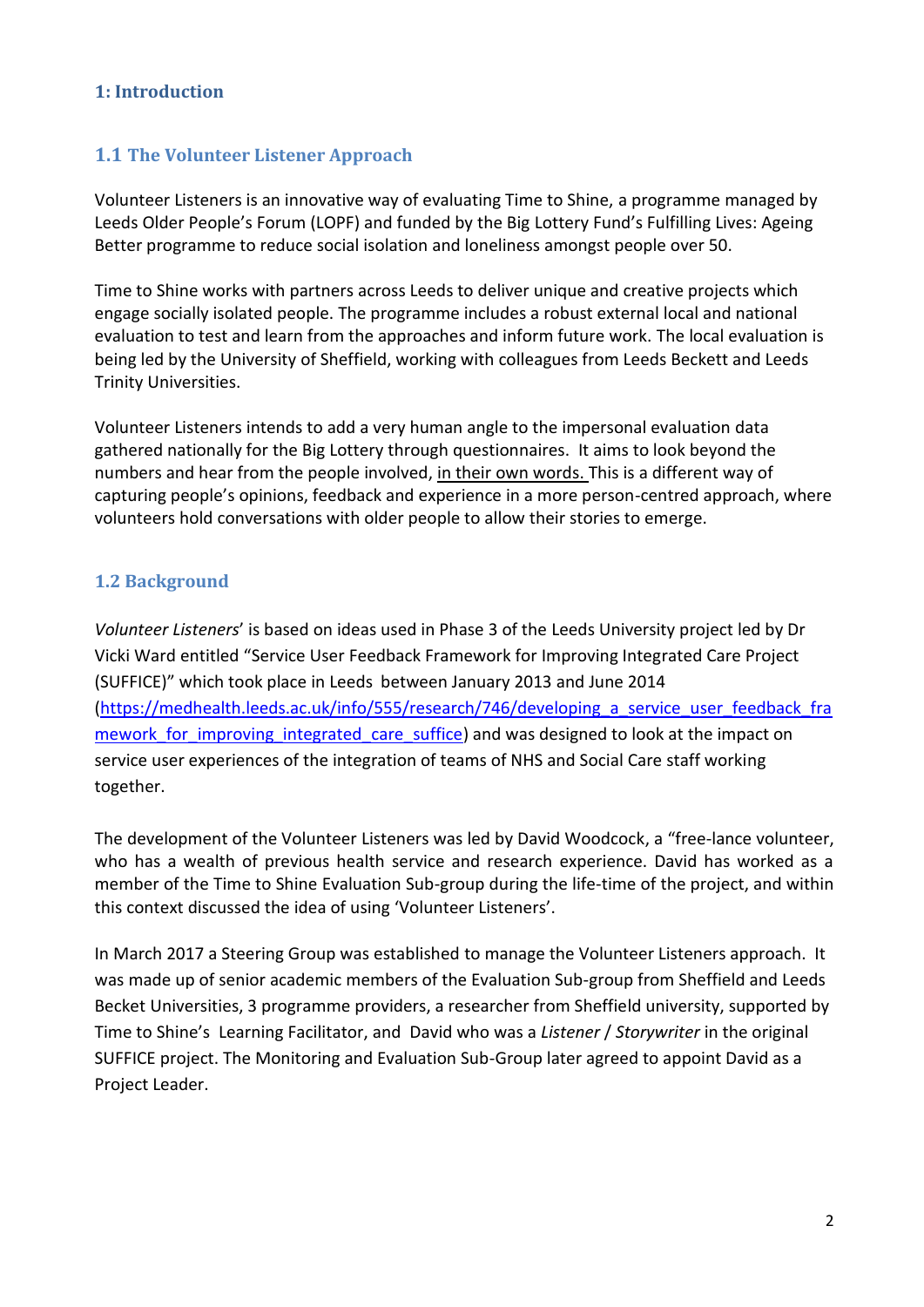## 1: Introduction

### 1.1 The Volunteer Listener Approach

Volunteer Listeners is an innovative way of evaluating Time to Shine, a programme managed by Leeds Older People's Forum (LOPF) and funded by the Big Lottery Fund's Fulfilling Lives: Ageing Better programme to reduce social isolation and loneliness amongst people over 50.

Time to Shine works with partners across Leeds to deliver unique and creative projects which engage socially isolated people. The programme includes a robust external local and national evaluation to test and learn from the approaches and inform future work. The local evaluation is being led by the University of Sheffield, working with colleagues from Leeds Beckett and Leeds Trinity Universities.

Volunteer Listeners intends to add a very human angle to the impersonal evaluation data gathered nationally for the Big Lottery through questionnaires. It aims to look beyond the numbers and hear from the people involved, in their own words. This is a different way of capturing people's opinions, feedback and experience in a more person-centred approach, where volunteers hold conversations with older people to allow their stories to emerge.

### 1.2 Background

*Volunteer Listeners*' is based on ideas used in Phase 3 of the Leeds University project led by Dr Vicki Ward entitled "Service User Feedback Framework for Improving Integrated Care Project (SUFFICE)" which took place in Leeds between January 2013 and June 2014 (https://medhealth.leeds.ac.uk/info/555/research/746/developing_a_service_user_feedback_framework_for_improving_integrated_care_suffice) and was designed to look at the impact on service user experiences of the integration of teams of NHS and Social Care staff working together.

The development of the Volunteer Listeners was led by David Woodcock, a "free-lance volunteer, who has a wealth of previous health service and research experience. David has worked as a member of the Time to Shine Evaluation Sub-group during the life-time of the project, and within this context discussed the idea of using 'Volunteer Listeners'.

In March 2017 a Steering Group was established to manage the Volunteer Listeners approach. It was made up of senior academic members of the Evaluation Sub-group from Sheffield and Leeds Becket Universities, 3 programme providers, a researcher from Sheffield university, supported by Time to Shine's Learning Facilitator, and David who was a *Listener* / *Storywriter* in the original SUFFICE project. The Monitoring and Evaluation Sub-Group later agreed to appoint David as a Project Leader.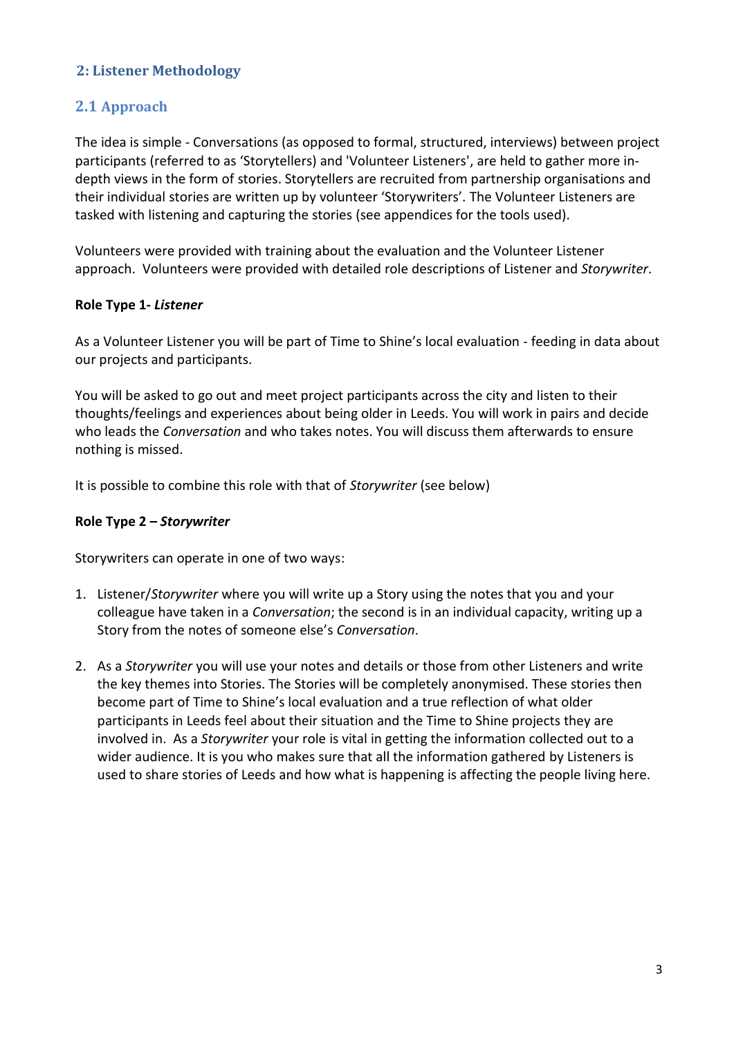## 2: Listener Methodology

### 2.1 Approach

The idea is simple - Conversations (as opposed to formal, structured, interviews) between project participants (referred to as 'Storytellers) and 'Volunteer Listeners', are held to gather more in-depth views in the form of stories. Storytellers are recruited from partnership organisations and their individual stories are written up by volunteer 'Storywriters'. The Volunteer Listeners are tasked with listening and capturing the stories (see appendices for the tools used).

Volunteers were provided with training about the evaluation and the Volunteer Listener approach. Volunteers were provided with detailed role descriptions of Listener and *Storywriter*.

**Role Type 1- *Listener***

As a Volunteer Listener you will be part of Time to Shine's local evaluation - feeding in data about our projects and participants.

You will be asked to go out and meet project participants across the city and listen to their thoughts/feelings and experiences about being older in Leeds. You will work in pairs and decide who leads the *Conversation* and who takes notes. You will discuss them afterwards to ensure nothing is missed.

It is possible to combine this role with that of *Storywriter* (see below)

**Role Type 2 – *Storywriter***

Storywriters can operate in one of two ways:

1. Listener/*Storywriter* where you will write up a Story using the notes that you and your colleague have taken in a *Conversation*; the second is in an individual capacity, writing up a Story from the notes of someone else's *Conversation*.

2. As a *Storywriter* you will use your notes and details or those from other Listeners and write the key themes into Stories. The Stories will be completely anonymised. These stories then become part of Time to Shine's local evaluation and a true reflection of what older participants in Leeds feel about their situation and the Time to Shine projects they are involved in. As a *Storywriter* your role is vital in getting the information collected out to a wider audience. It is you who makes sure that all the information gathered by Listeners is used to share stories of Leeds and how what is happening is affecting the people living here.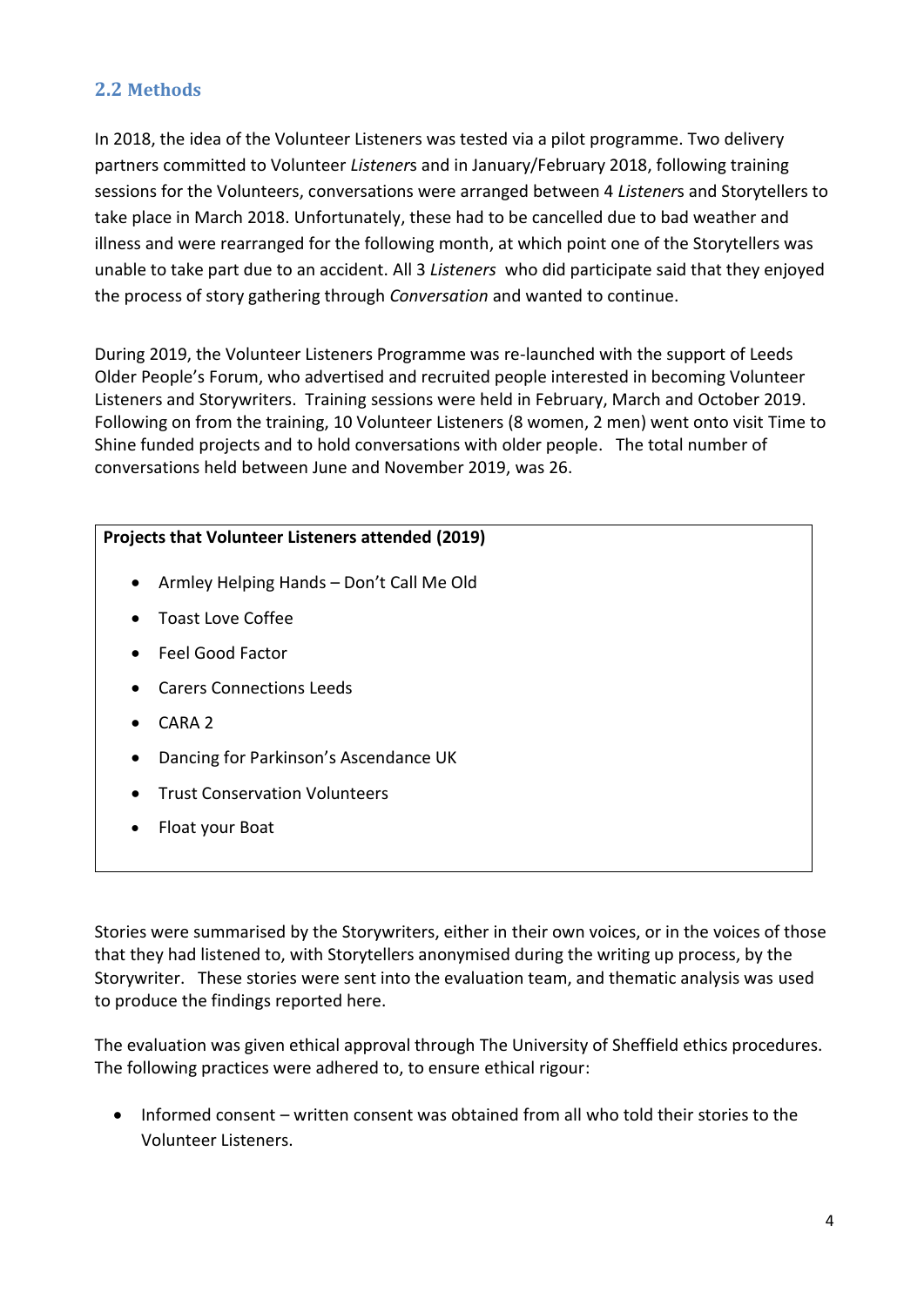## 2.2 Methods

In 2018, the idea of the Volunteer Listeners was tested via a pilot programme. Two delivery partners committed to Volunteer *Listener*s and in January/February 2018, following training sessions for the Volunteers, conversations were arranged between 4 *Listener*s and Storytellers to take place in March 2018. Unfortunately, these had to be cancelled due to bad weather and illness and were rearranged for the following month, at which point one of the Storytellers was unable to take part due to an accident. All 3 *Listeners* who did participate said that they enjoyed the process of story gathering through *Conversation* and wanted to continue.

During 2019, the Volunteer Listeners Programme was re-launched with the support of Leeds Older People's Forum, who advertised and recruited people interested in becoming Volunteer Listeners and Storywriters. Training sessions were held in February, March and October 2019. Following on from the training, 10 Volunteer Listeners (8 women, 2 men) went onto visit Time to Shine funded projects and to hold conversations with older people. The total number of conversations held between June and November 2019, was 26.

**Projects that Volunteer Listeners attended (2019)**

- Armley Helping Hands – Don't Call Me Old
- Toast Love Coffee
- Feel Good Factor
- Carers Connections Leeds
- CARA 2
- Dancing for Parkinson's Ascendance UK
- Trust Conservation Volunteers
- Float your Boat

Stories were summarised by the Storywriters, either in their own voices, or in the voices of those that they had listened to, with Storytellers anonymised during the writing up process, by the Storywriter. These stories were sent into the evaluation team, and thematic analysis was used to produce the findings reported here.

The evaluation was given ethical approval through The University of Sheffield ethics procedures. The following practices were adhered to, to ensure ethical rigour:

- Informed consent – written consent was obtained from all who told their stories to the Volunteer Listeners.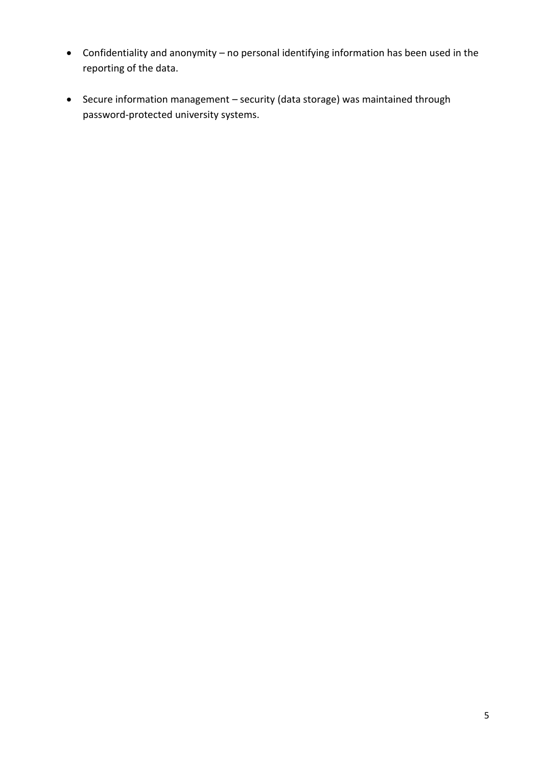- Confidentiality and anonymity – no personal identifying information has been used in the reporting of the data.

- Secure information management – security (data storage) was maintained through password-protected university systems.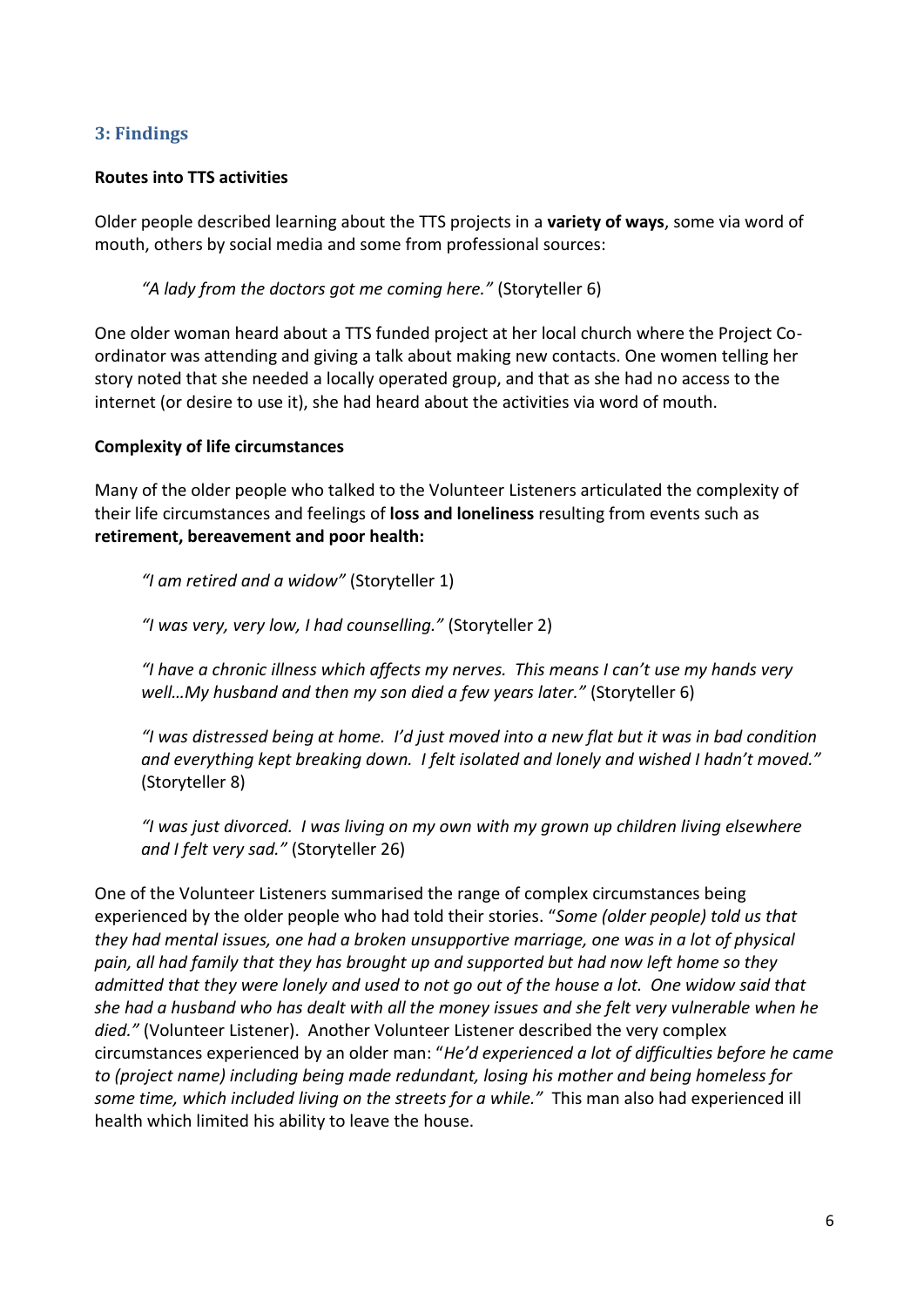## 3: Findings

**Routes into TTS activities**

Older people described learning about the TTS projects in a **variety of ways**, some via word of mouth, others by social media and some from professional sources:

> *"A lady from the doctors got me coming here."* (Storyteller 6)

One older woman heard about a TTS funded project at her local church where the Project Co-ordinator was attending and giving a talk about making new contacts. One women telling her story noted that she needed a locally operated group, and that as she had no access to the internet (or desire to use it), she had heard about the activities via word of mouth.

**Complexity of life circumstances**

Many of the older people who talked to the Volunteer Listeners articulated the complexity of their life circumstances and feelings of **loss and loneliness** resulting from events such as **retirement, bereavement and poor health:**

> *"I am retired and a widow"* (Storyteller 1)
>
> *"I was very, very low, I had counselling."* (Storyteller 2)
>
> *"I have a chronic illness which affects my nerves. This means I can't use my hands very well…My husband and then my son died a few years later."* (Storyteller 6)
>
> *"I was distressed being at home. I'd just moved into a new flat but it was in bad condition and everything kept breaking down. I felt isolated and lonely and wished I hadn't moved."* (Storyteller 8)
>
> *"I was just divorced. I was living on my own with my grown up children living elsewhere and I felt very sad."* (Storyteller 26)

One of the Volunteer Listeners summarised the range of complex circumstances being experienced by the older people who had told their stories. "*Some (older people) told us that they had mental issues, one had a broken unsupportive marriage, one was in a lot of physical pain, all had family that they has brought up and supported but had now left home so they admitted that they were lonely and used to not go out of the house a lot. One widow said that she had a husband who has dealt with all the money issues and she felt very vulnerable when he died."* (Volunteer Listener). Another Volunteer Listener described the very complex circumstances experienced by an older man: "*He'd experienced a lot of difficulties before he came to (project name) including being made redundant, losing his mother and being homeless for some time, which included living on the streets for a while."* This man also had experienced ill health which limited his ability to leave the house.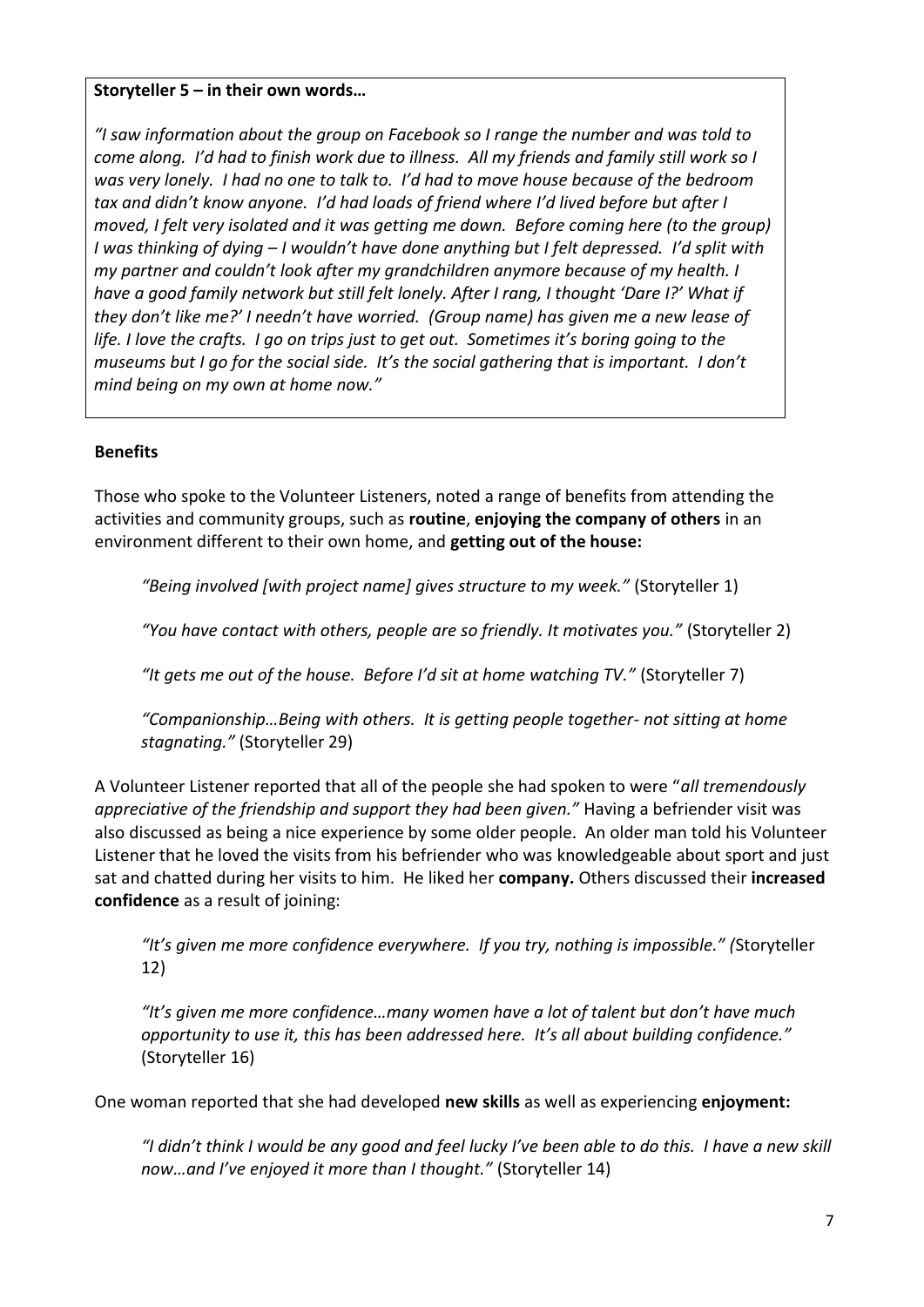**Storyteller 5 – in their own words…**

*"I saw information about the group on Facebook so I range the number and was told to come along. I'd had to finish work due to illness. All my friends and family still work so I was very lonely. I had no one to talk to. I'd had to move house because of the bedroom tax and didn't know anyone. I'd had loads of friend where I'd lived before but after I moved, I felt very isolated and it was getting me down. Before coming here (to the group) I was thinking of dying – I wouldn't have done anything but I felt depressed. I'd split with my partner and couldn't look after my grandchildren anymore because of my health. I have a good family network but still felt lonely. After I rang, I thought 'Dare I?' What if they don't like me?' I needn't have worried. (Group name) has given me a new lease of life. I love the crafts. I go on trips just to get out. Sometimes it's boring going to the museums but I go for the social side. It's the social gathering that is important. I don't mind being on my own at home now."*

**Benefits**

Those who spoke to the Volunteer Listeners, noted a range of benefits from attending the activities and community groups, such as **routine**, **enjoying the company of others** in an environment different to their own home, and **getting out of the house:**

> *"Being involved [with project name] gives structure to my week."* (Storyteller 1)
>
> *"You have contact with others, people are so friendly. It motivates you."* (Storyteller 2)
>
> *"It gets me out of the house. Before I'd sit at home watching TV."* (Storyteller 7)
>
> *"Companionship…Being with others. It is getting people together- not sitting at home stagnating."* (Storyteller 29)

A Volunteer Listener reported that all of the people she had spoken to were "*all tremendously appreciative of the friendship and support they had been given."* Having a befriender visit was also discussed as being a nice experience by some older people. An older man told his Volunteer Listener that he loved the visits from his befriender who was knowledgeable about sport and just sat and chatted during her visits to him. He liked her **company.** Others discussed their **increased confidence** as a result of joining:

> *"It's given me more confidence everywhere. If you try, nothing is impossible." (*Storyteller 12)
>
> *"It's given me more confidence…many women have a lot of talent but don't have much opportunity to use it, this has been addressed here. It's all about building confidence."* (Storyteller 16)

One woman reported that she had developed **new skills** as well as experiencing **enjoyment:**

> *"I didn't think I would be any good and feel lucky I've been able to do this. I have a new skill now…and I've enjoyed it more than I thought."* (Storyteller 14)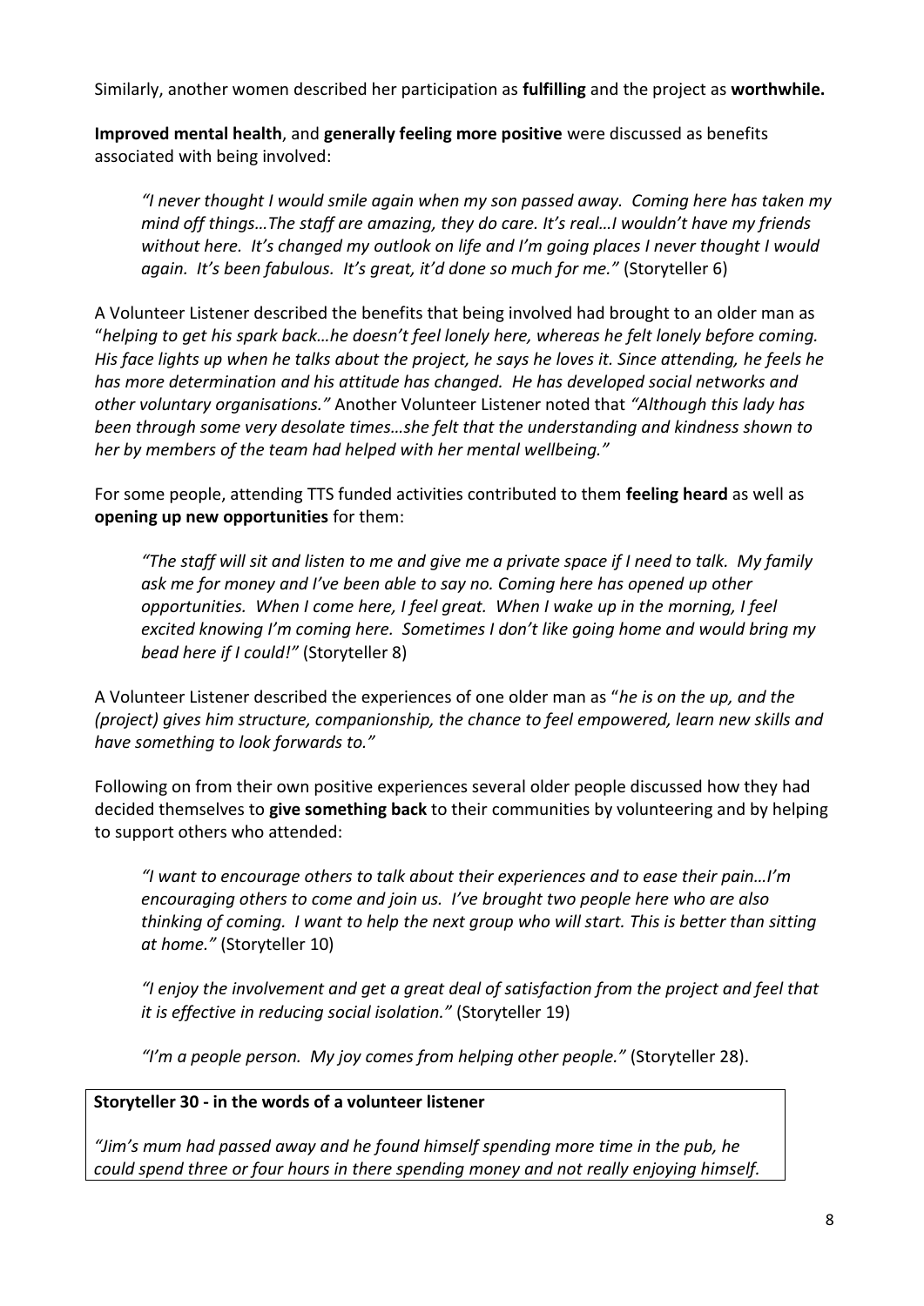Similarly, another women described her participation as **fulfilling** and the project as **worthwhile.**

**Improved mental health**, and **generally feeling more positive** were discussed as benefits associated with being involved:

> *"I never thought I would smile again when my son passed away. Coming here has taken my mind off things…The staff are amazing, they do care. It's real…I wouldn't have my friends without here. It's changed my outlook on life and I'm going places I never thought I would again. It's been fabulous. It's great, it'd done so much for me."* (Storyteller 6)

A Volunteer Listener described the benefits that being involved had brought to an older man as "*helping to get his spark back…he doesn't feel lonely here, whereas he felt lonely before coming. His face lights up when he talks about the project, he says he loves it. Since attending, he feels he has more determination and his attitude has changed. He has developed social networks and other voluntary organisations."* Another Volunteer Listener noted that *"Although this lady has been through some very desolate times…she felt that the understanding and kindness shown to her by members of the team had helped with her mental wellbeing."*

For some people, attending TTS funded activities contributed to them **feeling heard** as well as **opening up new opportunities** for them:

> *"The staff will sit and listen to me and give me a private space if I need to talk. My family ask me for money and I've been able to say no. Coming here has opened up other opportunities. When I come here, I feel great. When I wake up in the morning, I feel excited knowing I'm coming here. Sometimes I don't like going home and would bring my bead here if I could!"* (Storyteller 8)

A Volunteer Listener described the experiences of one older man as "*he is on the up, and the (project) gives him structure, companionship, the chance to feel empowered, learn new skills and have something to look forwards to."*

Following on from their own positive experiences several older people discussed how they had decided themselves to **give something back** to their communities by volunteering and by helping to support others who attended:

> *"I want to encourage others to talk about their experiences and to ease their pain…I'm encouraging others to come and join us. I've brought two people here who are also thinking of coming. I want to help the next group who will start. This is better than sitting at home."* (Storyteller 10)

> *"I enjoy the involvement and get a great deal of satisfaction from the project and feel that it is effective in reducing social isolation."* (Storyteller 19)

> *"I'm a people person. My joy comes from helping other people."* (Storyteller 28).

**Storyteller 30 - in the words of a volunteer listener**

*"Jim's mum had passed away and he found himself spending more time in the pub, he could spend three or four hours in there spending money and not really enjoying himself.*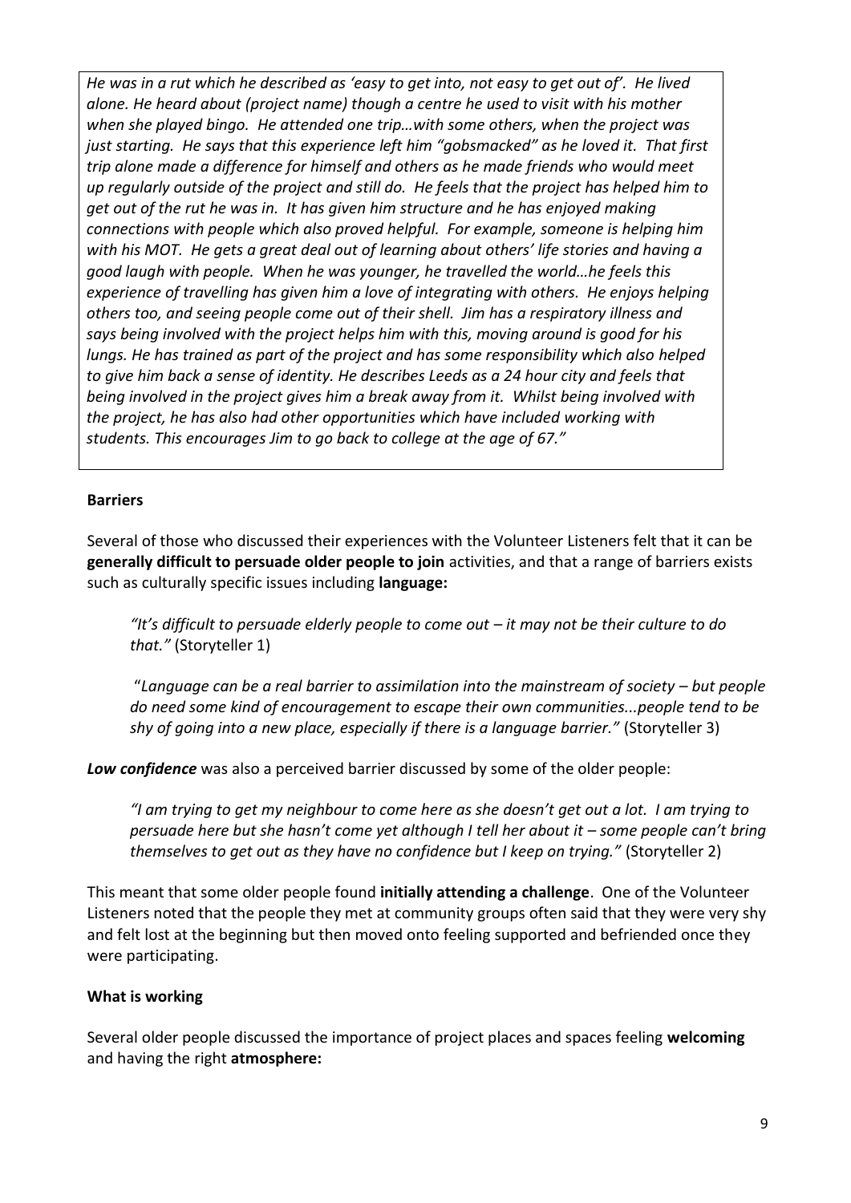*He was in a rut which he described as 'easy to get into, not easy to get out of'. He lived alone. He heard about (project name) though a centre he used to visit with his mother when she played bingo. He attended one trip…with some others, when the project was just starting. He says that this experience left him "gobsmacked" as he loved it. That first trip alone made a difference for himself and others as he made friends who would meet up regularly outside of the project and still do. He feels that the project has helped him to get out of the rut he was in. It has given him structure and he has enjoyed making connections with people which also proved helpful. For example, someone is helping him with his MOT. He gets a great deal out of learning about others' life stories and having a good laugh with people. When he was younger, he travelled the world…he feels this experience of travelling has given him a love of integrating with others. He enjoys helping others too, and seeing people come out of their shell. Jim has a respiratory illness and says being involved with the project helps him with this, moving around is good for his lungs. He has trained as part of the project and has some responsibility which also helped to give him back a sense of identity. He describes Leeds as a 24 hour city and feels that being involved in the project gives him a break away from it. Whilst being involved with the project, he has also had other opportunities which have included working with students. This encourages Jim to go back to college at the age of 67."*

**Barriers**

Several of those who discussed their experiences with the Volunteer Listeners felt that it can be **generally difficult to persuade older people to join** activities, and that a range of barriers exists such as culturally specific issues including **language:**

> *"It's difficult to persuade elderly people to come out – it may not be their culture to do that."* (Storyteller 1)
>
> "*Language can be a real barrier to assimilation into the mainstream of society – but people do need some kind of encouragement to escape their own communities...people tend to be shy of going into a new place, especially if there is a language barrier."* (Storyteller 3)

***Low confidence*** was also a perceived barrier discussed by some of the older people:

> *"I am trying to get my neighbour to come here as she doesn't get out a lot. I am trying to persuade here but she hasn't come yet although I tell her about it – some people can't bring themselves to get out as they have no confidence but I keep on trying."* (Storyteller 2)

This meant that some older people found **initially attending a challenge**. One of the Volunteer Listeners noted that the people they met at community groups often said that they were very shy and felt lost at the beginning but then moved onto feeling supported and befriended once they were participating.

**What is working**

Several older people discussed the importance of project places and spaces feeling **welcoming** and having the right **atmosphere:**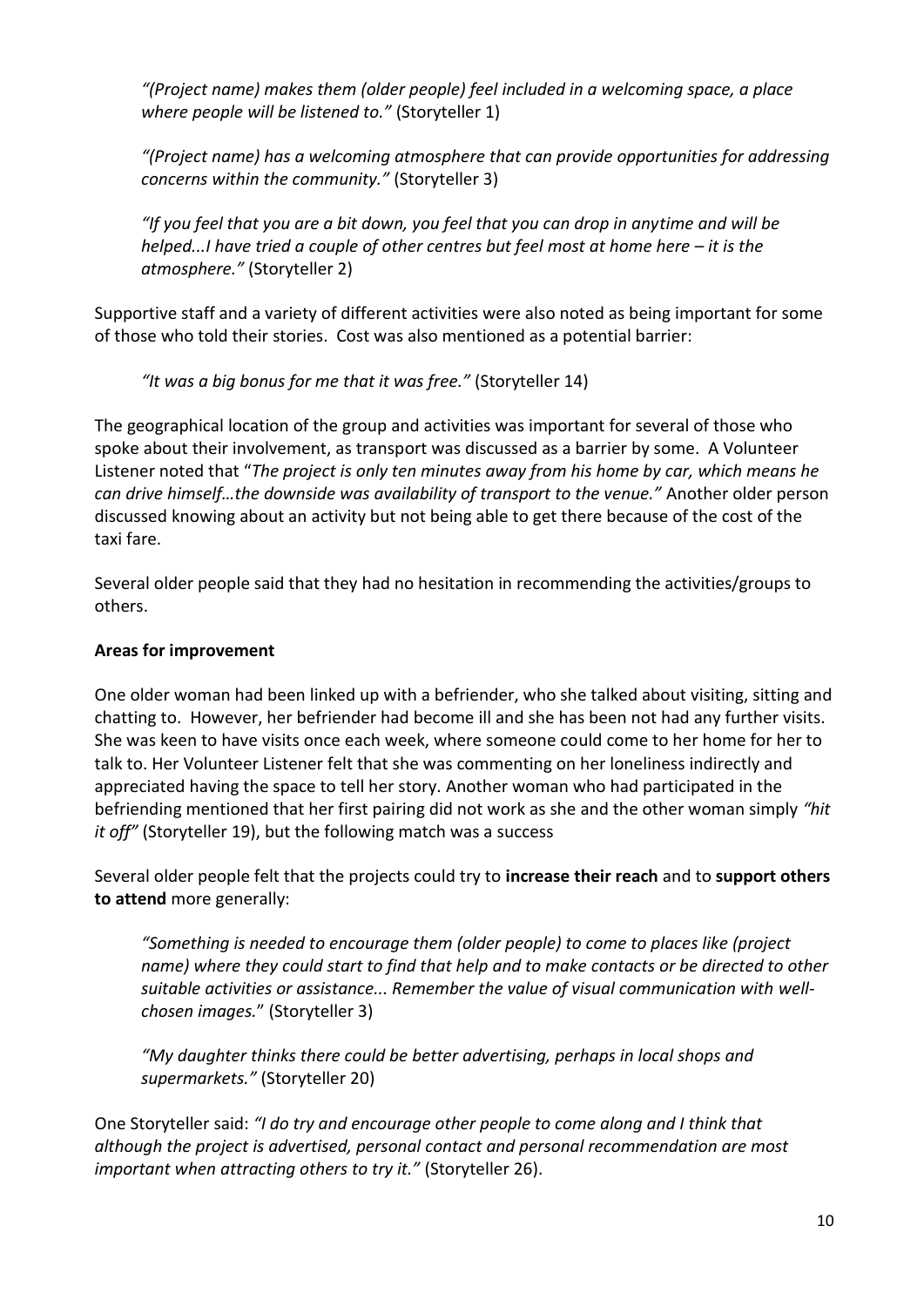*"(Project name) makes them (older people) feel included in a welcoming space, a place where people will be listened to."* (Storyteller 1)

*"(Project name) has a welcoming atmosphere that can provide opportunities for addressing concerns within the community."* (Storyteller 3)

*"If you feel that you are a bit down, you feel that you can drop in anytime and will be helped...I have tried a couple of other centres but feel most at home here – it is the atmosphere."* (Storyteller 2)

Supportive staff and a variety of different activities were also noted as being important for some of those who told their stories. Cost was also mentioned as a potential barrier:

*"It was a big bonus for me that it was free."* (Storyteller 14)

The geographical location of the group and activities was important for several of those who spoke about their involvement, as transport was discussed as a barrier by some. A Volunteer Listener noted that "*The project is only ten minutes away from his home by car, which means he can drive himself…the downside was availability of transport to the venue."* Another older person discussed knowing about an activity but not being able to get there because of the cost of the taxi fare.

Several older people said that they had no hesitation in recommending the activities/groups to others.

**Areas for improvement**

One older woman had been linked up with a befriender, who she talked about visiting, sitting and chatting to. However, her befriender had become ill and she has been not had any further visits. She was keen to have visits once each week, where someone could come to her home for her to talk to. Her Volunteer Listener felt that she was commenting on her loneliness indirectly and appreciated having the space to tell her story. Another woman who had participated in the befriending mentioned that her first pairing did not work as she and the other woman simply *"hit it off"* (Storyteller 19), but the following match was a success

Several older people felt that the projects could try to **increase their reach** and to **support others to attend** more generally:

*"Something is needed to encourage them (older people) to come to places like (project name) where they could start to find that help and to make contacts or be directed to other suitable activities or assistance... Remember the value of visual communication with well-chosen images.*" (Storyteller 3)

*"My daughter thinks there could be better advertising, perhaps in local shops and supermarkets."* (Storyteller 20)

One Storyteller said: *"I do try and encourage other people to come along and I think that although the project is advertised, personal contact and personal recommendation are most important when attracting others to try it."* (Storyteller 26).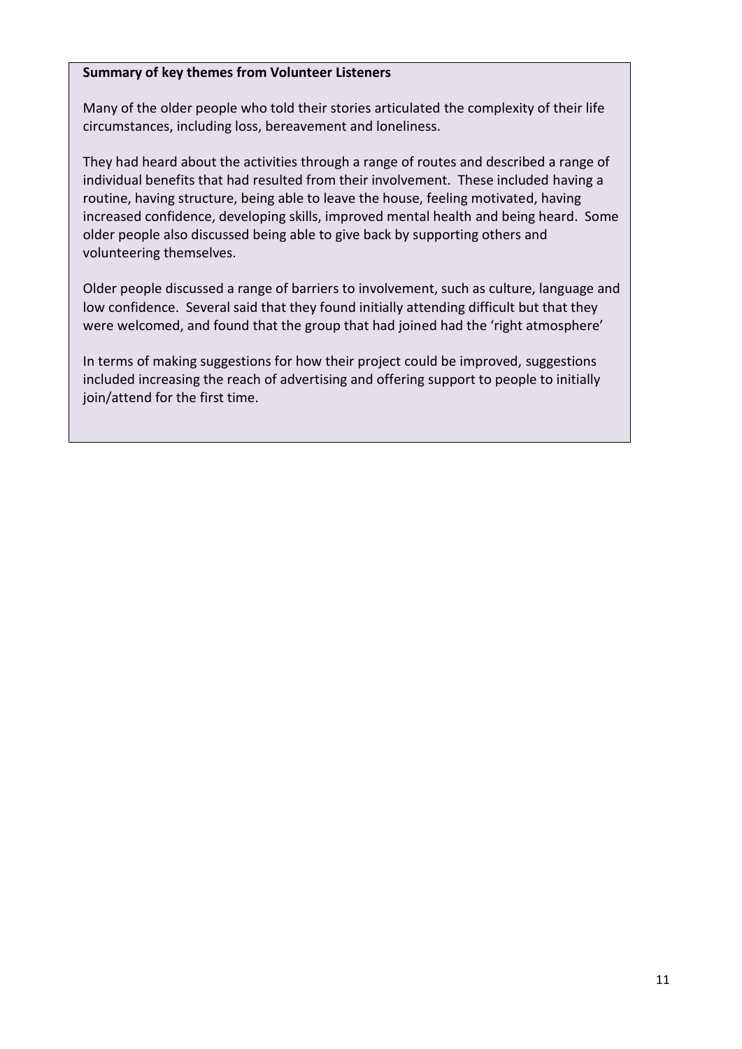**Summary of key themes from Volunteer Listeners**

Many of the older people who told their stories articulated the complexity of their life circumstances, including loss, bereavement and loneliness.

They had heard about the activities through a range of routes and described a range of individual benefits that had resulted from their involvement. These included having a routine, having structure, being able to leave the house, feeling motivated, having increased confidence, developing skills, improved mental health and being heard. Some older people also discussed being able to give back by supporting others and volunteering themselves.

Older people discussed a range of barriers to involvement, such as culture, language and low confidence. Several said that they found initially attending difficult but that they were welcomed, and found that the group that had joined had the 'right atmosphere'

In terms of making suggestions for how their project could be improved, suggestions included increasing the reach of advertising and offering support to people to initially join/attend for the first time.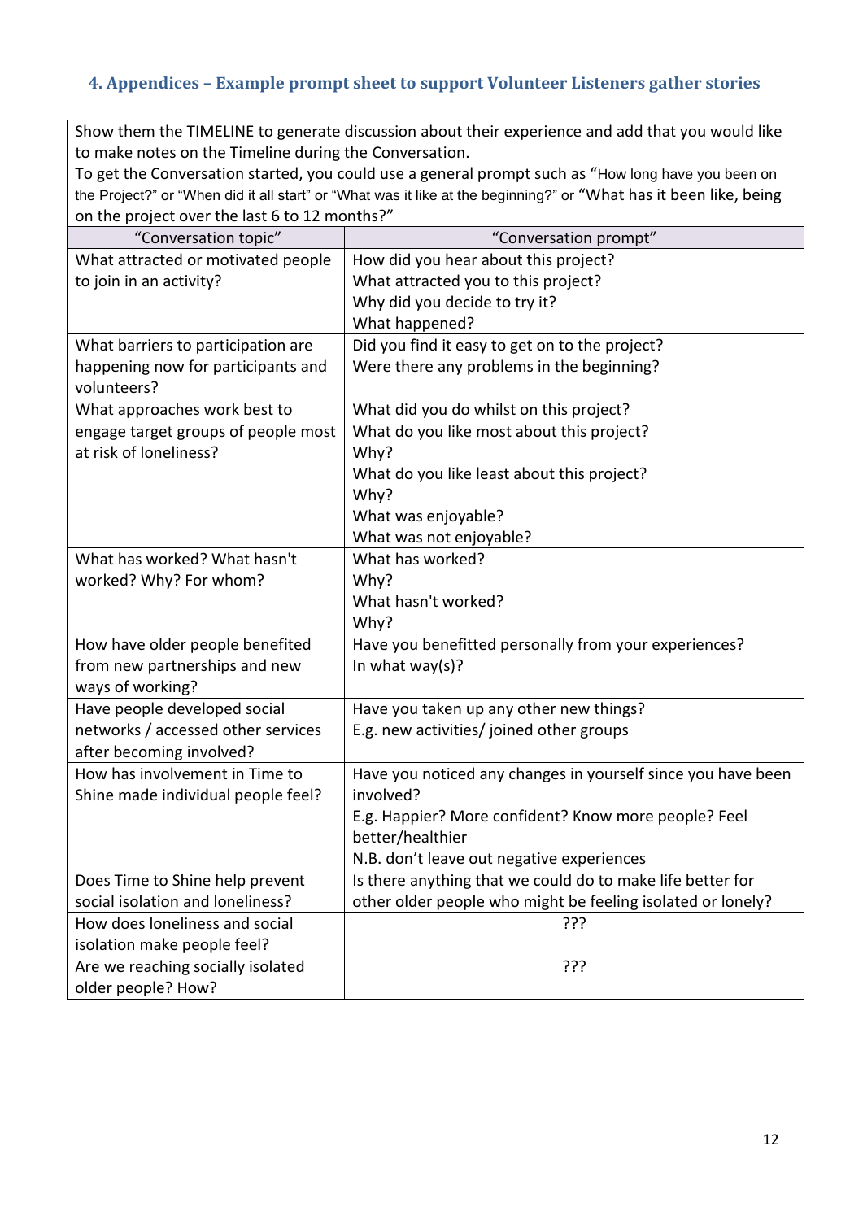## 4. Appendices – Example prompt sheet to support Volunteer Listeners gather stories

Show them the TIMELINE to generate discussion about their experience and add that you would like to make notes on the Timeline during the Conversation.
To get the Conversation started, you could use a general prompt such as "How long have you been on the Project?" or "When did it all start" or "What was it like at the beginning?" or "What has it been like, being on the project over the last 6 to 12 months?"

| "Conversation topic" | "Conversation prompt" |
|---|---|
| What attracted or motivated people to join in an activity? | How did you hear about this project?<br>What attracted you to this project?<br>Why did you decide to try it?<br>What happened? |
| What barriers to participation are happening now for participants and volunteers? | Did you find it easy to get on to the project?<br>Were there any problems in the beginning? |
| What approaches work best to engage target groups of people most at risk of loneliness? | What did you do whilst on this project?<br>What do you like most about this project?<br>Why?<br>What do you like least about this project?<br>Why?<br>What was enjoyable?<br>What was not enjoyable? |
| What has worked? What hasn't worked? Why? For whom? | What has worked?<br>Why?<br>What hasn't worked?<br>Why? |
| How have older people benefited from new partnerships and new ways of working? | Have you benefitted personally from your experiences?<br>In what way(s)? |
| Have people developed social networks / accessed other services after becoming involved? | Have you taken up any other new things?<br>E.g. new activities/ joined other groups |
| How has involvement in Time to Shine made individual people feel? | Have you noticed any changes in yourself since you have been involved?<br>E.g. Happier? More confident? Know more people? Feel better/healthier<br>N.B. don't leave out negative experiences |
| Does Time to Shine help prevent social isolation and loneliness? | Is there anything that we could do to make life better for other older people who might be feeling isolated or lonely? |
| How does loneliness and social isolation make people feel? | ??? |
| Are we reaching socially isolated older people? How? | ??? |